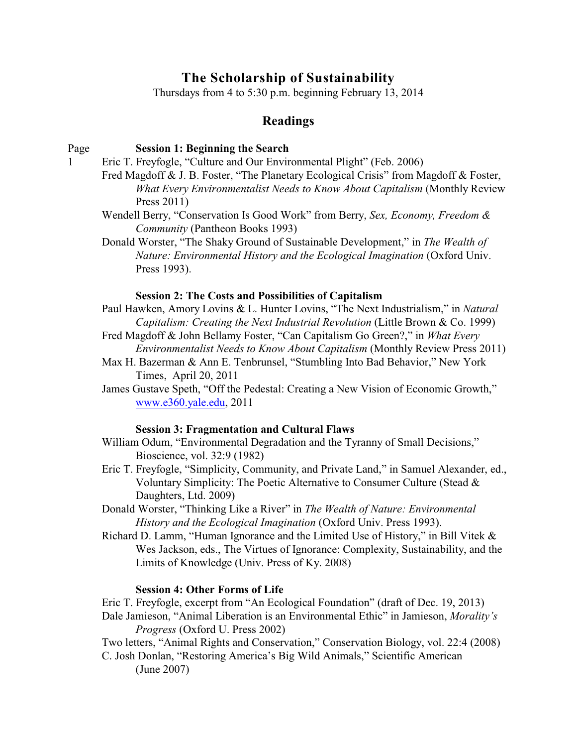# The Scholarship of Sustainability

Thursdays from 4 to 5:30 p.m. beginning February 13, 2014

## Readings

Page

### Session 1: Beginning the Search

1 Eric T. Freyfogle, "Culture and Our Environmental Plight" (Feb. 2006)

Fred Magdoff & J. B. Foster, "The Planetary Ecological Crisis" from Magdoff & Foster, *What Every Environmentalist Needs to Know About Capitalism* (Monthly Review Press 2011)

Wendell Berry, "Conservation Is Good Work" from Berry, *Sex, Economy, Freedom & Community* (Pantheon Books 1993)

Donald Worster, "The Shaky Ground of Sustainable Development," in *The Wealth of Nature: Environmental History and the Ecological Imagination* (Oxford Univ. Press 1993).

### Session 2: The Costs and Possibilities of Capitalism

Paul Hawken, Amory Lovins & L. Hunter Lovins, "The Next Industrialism," in *Natural Capitalism: Creating the Next Industrial Revolution* (Little Brown & Co. 1999)

Fred Magdoff & John Bellamy Foster, "Can Capitalism Go Green?," in *What Every Environmentalist Needs to Know About Capitalism* (Monthly Review Press 2011)

Max H. Bazerman & Ann E. Tenbrunsel, "Stumbling Into Bad Behavior," New York Times, April 20, 2011

James Gustave Speth, "Off the Pedestal: Creating a New Vision of Economic Growth," www.e360.yale.edu, 2011

### Session 3: Fragmentation and Cultural Flaws

William Odum, "Environmental Degradation and the Tyranny of Small Decisions," Bioscience, vol. 32:9 (1982)

Eric T. Freyfogle, "Simplicity, Community, and Private Land," in Samuel Alexander, ed., Voluntary Simplicity: The Poetic Alternative to Consumer Culture (Stead & Daughters, Ltd. 2009)

Donald Worster, "Thinking Like a River" in *The Wealth of Nature: Environmental History and the Ecological Imagination* (Oxford Univ. Press 1993).

Richard D. Lamm, "Human Ignorance and the Limited Use of History," in Bill Vitek & Wes Jackson, eds., The Virtues of Ignorance: Complexity, Sustainability, and the Limits of Knowledge (Univ. Press of Ky. 2008)

### Session 4: Other Forms of Life

Eric T. Freyfogle, excerpt from "An Ecological Foundation" (draft of Dec. 19, 2013)

Dale Jamieson, "Animal Liberation is an Environmental Ethic" in Jamieson, *Morality's Progress* (Oxford U. Press 2002)

Two letters, "Animal Rights and Conservation," Conservation Biology, vol. 22:4 (2008)

C. Josh Donlan, "Restoring America's Big Wild Animals," Scientific American (June 2007)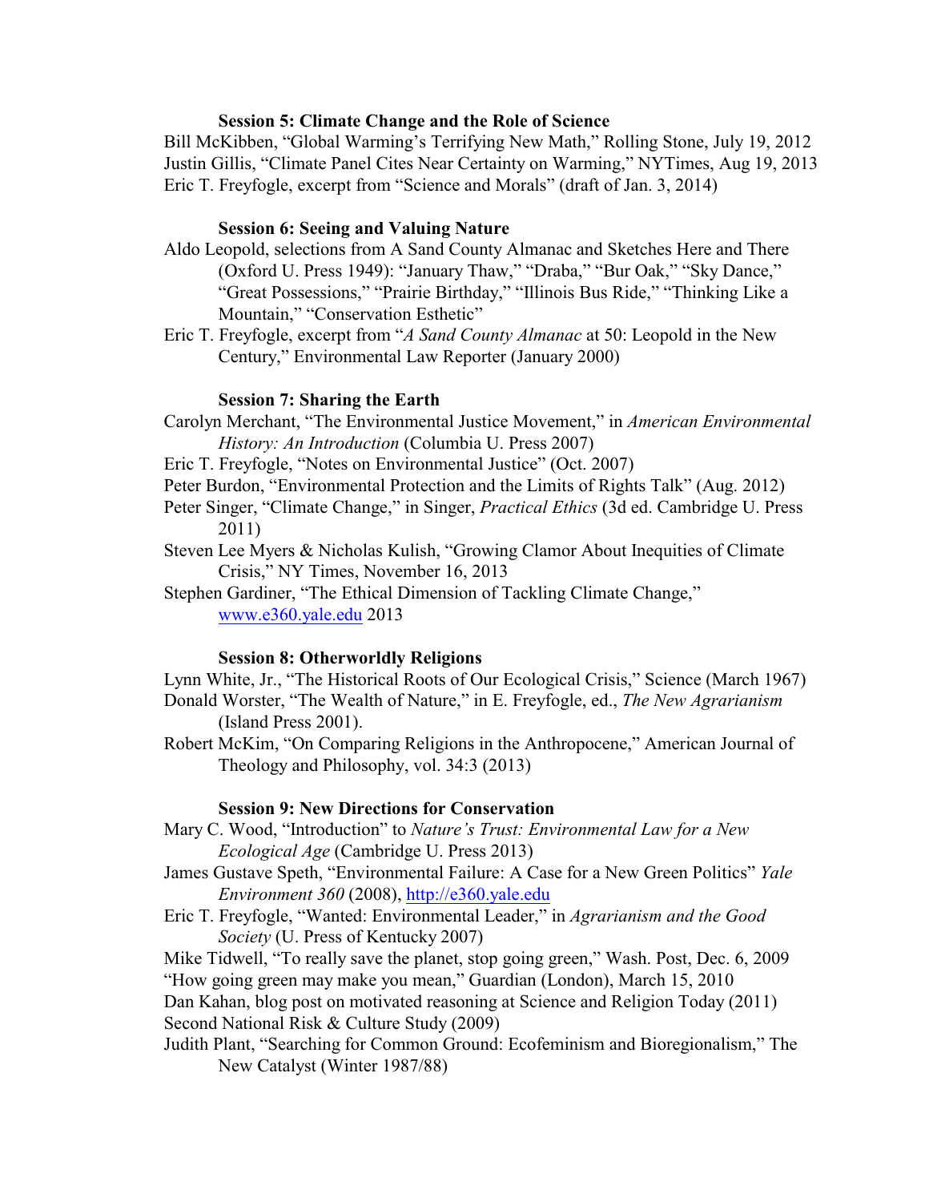**Session 5: Climate Change and the Role of Science**

Bill McKibben, "Global Warming's Terrifying New Math," Rolling Stone, July 19, 2012
Justin Gillis, "Climate Panel Cites Near Certainty on Warming," NYTimes, Aug 19, 2013
Eric T. Freyfogle, excerpt from "Science and Morals" (draft of Jan. 3, 2014)

**Session 6: Seeing and Valuing Nature**

Aldo Leopold, selections from A Sand County Almanac and Sketches Here and There (Oxford U. Press 1949): "January Thaw," "Draba," "Bur Oak," "Sky Dance," "Great Possessions," "Prairie Birthday," "Illinois Bus Ride," "Thinking Like a Mountain," "Conservation Esthetic"

Eric T. Freyfogle, excerpt from "*A Sand County Almanac* at 50: Leopold in the New Century," Environmental Law Reporter (January 2000)

**Session 7: Sharing the Earth**

Carolyn Merchant, "The Environmental Justice Movement," in *American Environmental History: An Introduction* (Columbia U. Press 2007)

Eric T. Freyfogle, "Notes on Environmental Justice" (Oct. 2007)

Peter Burdon, "Environmental Protection and the Limits of Rights Talk" (Aug. 2012)

Peter Singer, "Climate Change," in Singer, *Practical Ethics* (3d ed. Cambridge U. Press 2011)

Steven Lee Myers & Nicholas Kulish, "Growing Clamor About Inequities of Climate Crisis," NY Times, November 16, 2013

Stephen Gardiner, "The Ethical Dimension of Tackling Climate Change," www.e360.yale.edu 2013

**Session 8: Otherworldly Religions**

Lynn White, Jr., "The Historical Roots of Our Ecological Crisis," Science (March 1967)

Donald Worster, "The Wealth of Nature," in E. Freyfogle, ed., *The New Agrarianism* (Island Press 2001).

Robert McKim, "On Comparing Religions in the Anthropocene," American Journal of Theology and Philosophy, vol. 34:3 (2013)

**Session 9: New Directions for Conservation**

Mary C. Wood, "Introduction" to *Nature's Trust: Environmental Law for a New Ecological Age* (Cambridge U. Press 2013)

James Gustave Speth, "Environmental Failure: A Case for a New Green Politics" *Yale Environment 360* (2008), http://e360.yale.edu

Eric T. Freyfogle, "Wanted: Environmental Leader," in *Agrarianism and the Good Society* (U. Press of Kentucky 2007)

Mike Tidwell, "To really save the planet, stop going green," Wash. Post, Dec. 6, 2009
"How going green may make you mean," Guardian (London), March 15, 2010
Dan Kahan, blog post on motivated reasoning at Science and Religion Today (2011)
Second National Risk & Culture Study (2009)

Judith Plant, "Searching for Common Ground: Ecofeminism and Bioregionalism," The New Catalyst (Winter 1987/88)